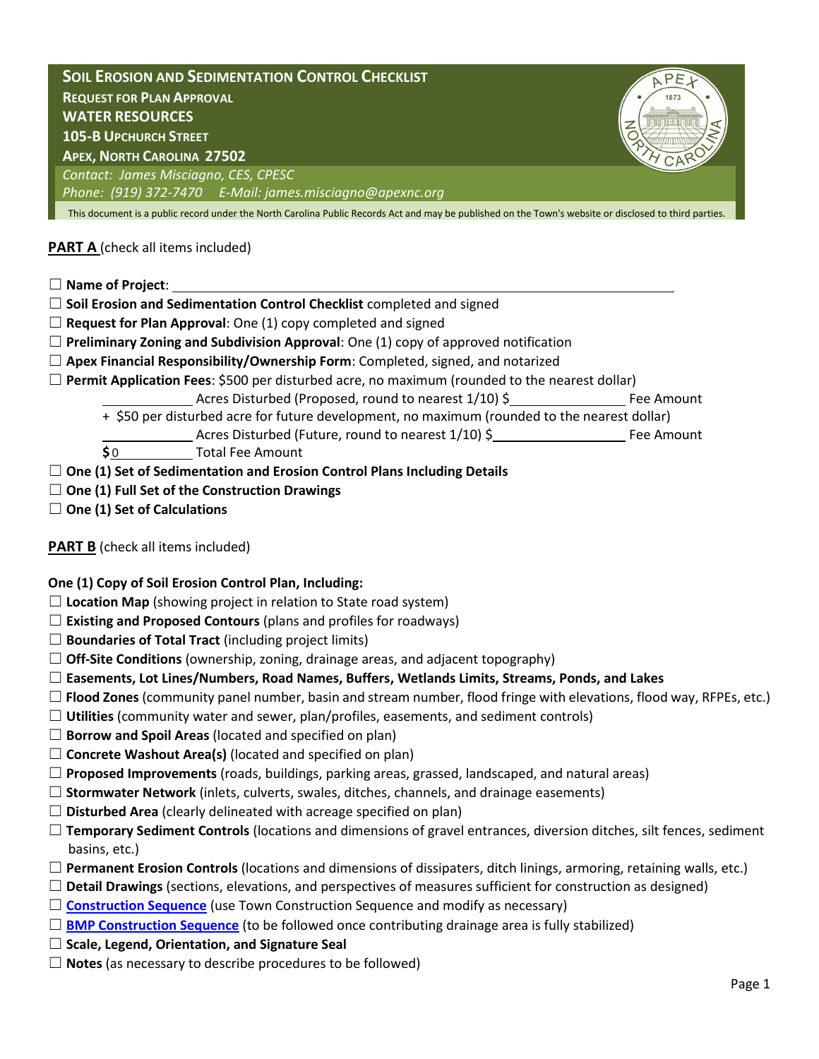# Soil Erosion and Sedimentation Control Checklist

**Request for Plan Approval**
**Water Resources**
**105-B Upchurch Street**
**Apex, North Carolina 27502**

*Contact: James Misciagno, CES, CPESC*
*Phone: (919) 372-7470 E-Mail: james.misciagno@apexnc.org*

This document is a public record under the North Carolina Public Records Act and may be published on the Town's website or disclosed to third parties.

**PART A** (check all items included)

☐ **Name of Project**: ______________________________

☐ **Soil Erosion and Sedimentation Control Checklist** completed and signed

☐ **Request for Plan Approval**: One (1) copy completed and signed

☐ **Preliminary Zoning and Subdivision Approval**: One (1) copy of approved notification

☐ **Apex Financial Responsibility/Ownership Form**: Completed, signed, and notarized

☐ **Permit Application Fees**: $500 per disturbed acre, no maximum (rounded to the nearest dollar)

_________ Acres Disturbed (Proposed, round to nearest 1/10) $__________ Fee Amount

\+ $50 per disturbed acre for future development, no maximum (rounded to the nearest dollar)

_________ Acres Disturbed (Future, round to nearest 1/10) $__________ Fee Amount

**$**0 Total Fee Amount

☐ **One (1) Set of Sedimentation and Erosion Control Plans Including Details**

☐ **One (1) Full Set of the Construction Drawings**

☐ **One (1) Set of Calculations**

**PART B** (check all items included)

**One (1) Copy of Soil Erosion Control Plan, Including:**

☐ **Location Map** (showing project in relation to State road system)

☐ **Existing and Proposed Contours** (plans and profiles for roadways)

☐ **Boundaries of Total Tract** (including project limits)

☐ **Off-Site Conditions** (ownership, zoning, drainage areas, and adjacent topography)

☐ **Easements, Lot Lines/Numbers, Road Names, Buffers, Wetlands Limits, Streams, Ponds, and Lakes**

☐ **Flood Zones** (community panel number, basin and stream number, flood fringe with elevations, flood way, RFPEs, etc.)

☐ **Utilities** (community water and sewer, plan/profiles, easements, and sediment controls)

☐ **Borrow and Spoil Areas** (located and specified on plan)

☐ **Concrete Washout Area(s)** (located and specified on plan)

☐ **Proposed Improvements** (roads, buildings, parking areas, grassed, landscaped, and natural areas)

☐ **Stormwater Network** (inlets, culverts, swales, ditches, channels, and drainage easements)

☐ **Disturbed Area** (clearly delineated with acreage specified on plan)

☐ **Temporary Sediment Controls** (locations and dimensions of gravel entrances, diversion ditches, silt fences, sediment basins, etc.)

☐ **Permanent Erosion Controls** (locations and dimensions of dissipaters, ditch linings, armoring, retaining walls, etc.)

☐ **Detail Drawings** (sections, elevations, and perspectives of measures sufficient for construction as designed)

☐ **Construction Sequence** (use Town Construction Sequence and modify as necessary)

☐ **BMP Construction Sequence** (to be followed once contributing drainage area is fully stabilized)

☐ **Scale, Legend, Orientation, and Signature Seal**

☐ **Notes** (as necessary to describe procedures to be followed)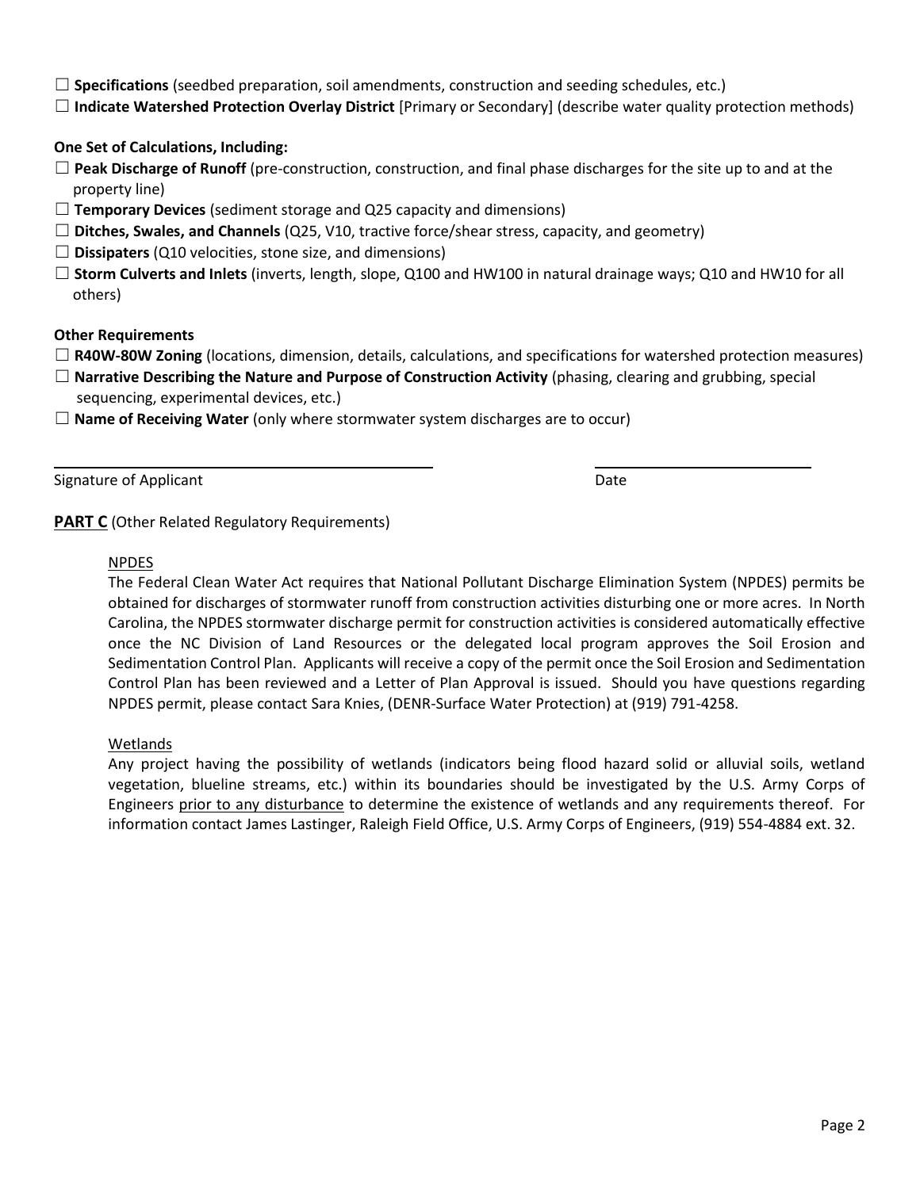☐ **Specifications** (seedbed preparation, soil amendments, construction and seeding schedules, etc.)

☐ **Indicate Watershed Protection Overlay District** [Primary or Secondary] (describe water quality protection methods)

**One Set of Calculations, Including:**

☐ **Peak Discharge of Runoff** (pre-construction, construction, and final phase discharges for the site up to and at the property line)

☐ **Temporary Devices** (sediment storage and Q25 capacity and dimensions)

☐ **Ditches, Swales, and Channels** (Q25, V10, tractive force/shear stress, capacity, and geometry)

☐ **Dissipaters** (Q10 velocities, stone size, and dimensions)

☐ **Storm Culverts and Inlets** (inverts, length, slope, Q100 and HW100 in natural drainage ways; Q10 and HW10 for all others)

**Other Requirements**

☐ **R40W-80W Zoning** (locations, dimension, details, calculations, and specifications for watershed protection measures)

☐ **Narrative Describing the Nature and Purpose of Construction Activity** (phasing, clearing and grubbing, special sequencing, experimental devices, etc.)

☐ **Name of Receiving Water** (only where stormwater system discharges are to occur)

Signature of Applicant ______________________ Date ______________

**PART C** (Other Related Regulatory Requirements)

NPDES

The Federal Clean Water Act requires that National Pollutant Discharge Elimination System (NPDES) permits be obtained for discharges of stormwater runoff from construction activities disturbing one or more acres. In North Carolina, the NPDES stormwater discharge permit for construction activities is considered automatically effective once the NC Division of Land Resources or the delegated local program approves the Soil Erosion and Sedimentation Control Plan. Applicants will receive a copy of the permit once the Soil Erosion and Sedimentation Control Plan has been reviewed and a Letter of Plan Approval is issued. Should you have questions regarding NPDES permit, please contact Sara Knies, (DENR-Surface Water Protection) at (919) 791-4258.

Wetlands

Any project having the possibility of wetlands (indicators being flood hazard solid or alluvial soils, wetland vegetation, blueline streams, etc.) within its boundaries should be investigated by the U.S. Army Corps of Engineers prior to any disturbance to determine the existence of wetlands and any requirements thereof. For information contact James Lastinger, Raleigh Field Office, U.S. Army Corps of Engineers, (919) 554-4884 ext. 32.